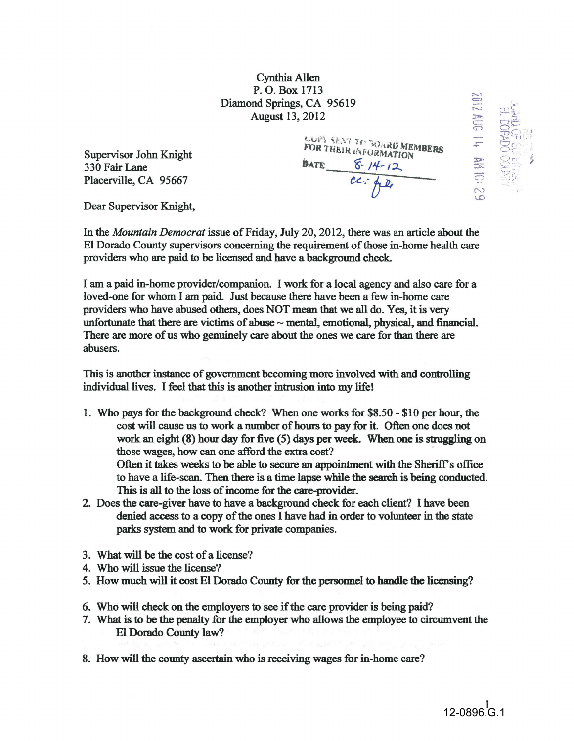Cynthia Allen
P. O. Box 1713
Diamond Springs, CA 95619
August 13, 2012

COPY SENT TO BOARD MEMBERS
FOR THEIR INFORMATION
DATE 8-14-12
cc:

2012 AUG 14 AM 10: 29

Supervisor John Knight
330 Fair Lane
Placerville, CA 95667

Dear Supervisor Knight,

In the *Mountain Democrat* issue of Friday, July 20, 2012, there was an article about the El Dorado County supervisors concerning the requirement of those in-home health care providers who are paid to be licensed and have a background check.

I am a paid in-home provider/companion. I work for a local agency and also care for a loved-one for whom I am paid. Just because there have been a few in-home care providers who have abused others, does NOT mean that we all do. Yes, it is very unfortunate that there are victims of abuse ~ mental, emotional, physical, and financial. There are more of us who genuinely care about the ones we care for than there are abusers.

This is another instance of government becoming more involved with and controlling individual lives. I feel that this is another intrusion into my life!

1. Who pays for the background check? When one works for $8.50 - $10 per hour, the cost will cause us to work a number of hours to pay for it. Often one does not work an eight (8) hour day for five (5) days per week. When one is struggling on those wages, how can one afford the extra cost?
   Often it takes weeks to be able to secure an appointment with the Sheriff's office to have a life-scan. Then there is a time lapse while the search is being conducted. This is all to the loss of income for the care-provider.
2. Does the care-giver have to have a background check for each client? I have been denied access to a copy of the ones I have had in order to volunteer in the state parks system and to work for private companies.
3. What will be the cost of a license?
4. Who will issue the license?
5. How much will it cost El Dorado County for the personnel to handle the licensing?
6. Who will check on the employers to see if the care provider is being paid?
7. What is to be the penalty for the employer who allows the employee to circumvent the El Dorado County law?
8. How will the county ascertain who is receiving wages for in-home care?

12-0896.G.1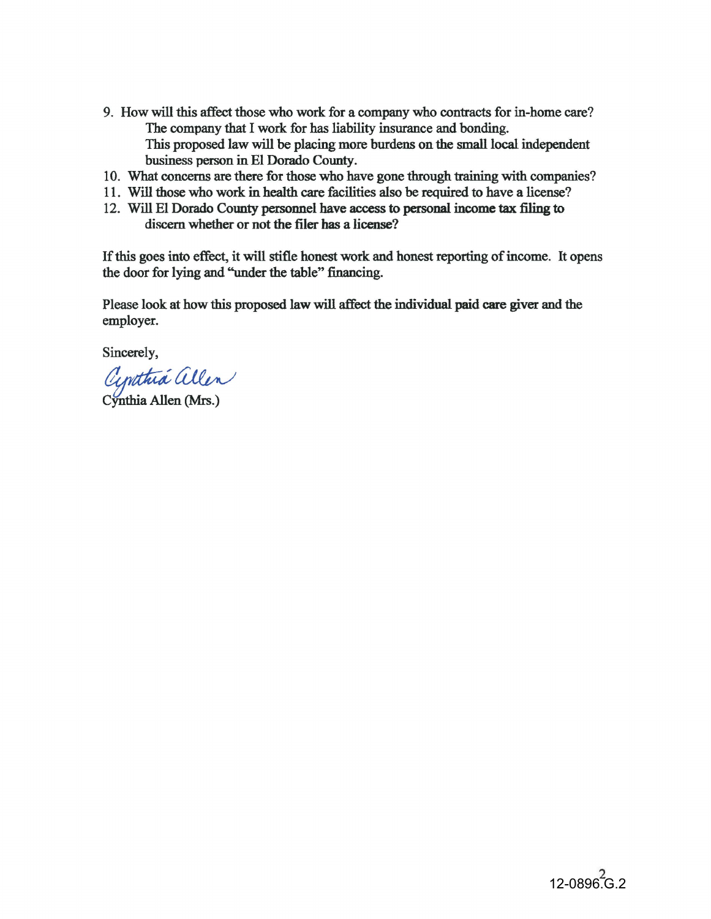9. How will this affect those who work for a company who contracts for in-home care?
   The company that I work for has liability insurance and bonding.
   This proposed law will be placing more burdens on the small local independent business person in El Dorado County.
10. What concerns are there for those who have gone through training with companies?
11. Will those who work in health care facilities also be required to have a license?
12. Will El Dorado County personnel have access to personal income tax filing to discern whether or not the filer has a license?

If this goes into effect, it will stifle honest work and honest reporting of income. It opens the door for lying and "under the table" financing.

Please look at how this proposed law will affect the individual paid care giver and the employer.

Sincerely,

Cynthia Allen

Cynthia Allen (Mrs.)

12-0896.G.2